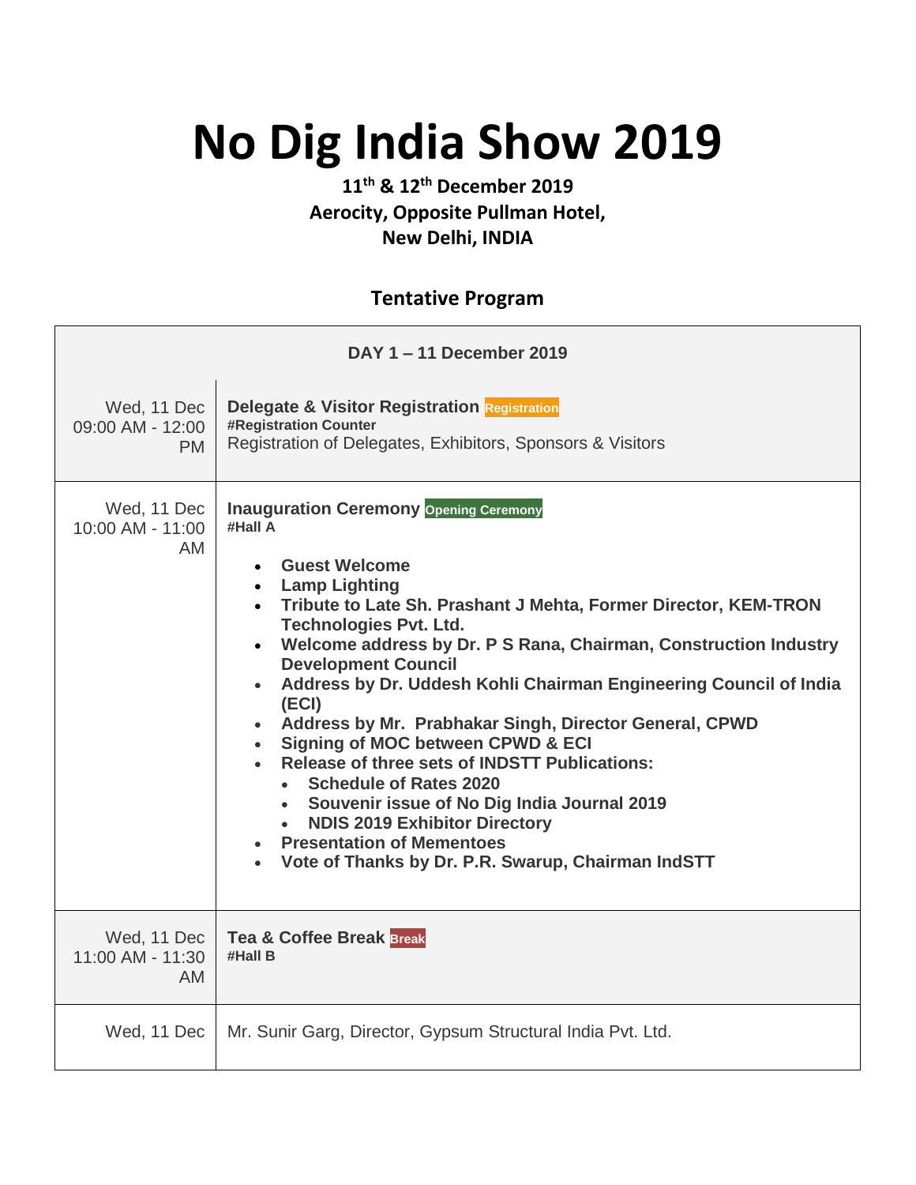# No Dig India Show 2019

**11th & 12th December 2019**
**Aerocity, Opposite Pullman Hotel,**
**New Delhi, INDIA**

## Tentative Program

| DAY 1 – 11 December 2019 | |
|---|---|
| Wed, 11 Dec 09:00 AM - 12:00 PM | **Delegate & Visitor Registration** Registration<br>**#Registration Counter**<br>Registration of Delegates, Exhibitors, Sponsors & Visitors |
| Wed, 11 Dec 10:00 AM - 11:00 AM | **Inauguration Ceremony** Opening Ceremony<br>**#Hall A**<br>• **Guest Welcome**<br>• **Lamp Lighting**<br>• **Tribute to Late Sh. Prashant J Mehta, Former Director, KEM-TRON Technologies Pvt. Ltd.**<br>• **Welcome address by Dr. P S Rana, Chairman, Construction Industry Development Council**<br>• **Address by Dr. Uddesh Kohli Chairman Engineering Council of India (ECI)**<br>• **Address by Mr. Prabhakar Singh, Director General, CPWD**<br>• **Signing of MOC between CPWD & ECI**<br>• **Release of three sets of INDSTT Publications:**<br>&nbsp;&nbsp;◦ **Schedule of Rates 2020**<br>&nbsp;&nbsp;◦ **Souvenir issue of No Dig India Journal 2019**<br>&nbsp;&nbsp;◦ **NDIS 2019 Exhibitor Directory**<br>• **Presentation of Mementoes**<br>• **Vote of Thanks by Dr. P.R. Swarup, Chairman IndSTT** |
| Wed, 11 Dec 11:00 AM - 11:30 AM | **Tea & Coffee Break** Break<br>**#Hall B** |
| Wed, 11 Dec | Mr. Sunir Garg, Director, Gypsum Structural India Pvt. Ltd. |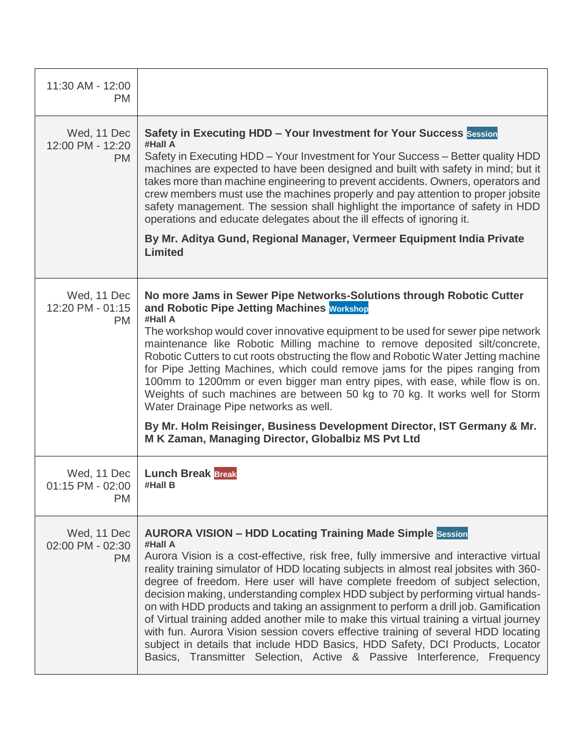| | |
|---|---|
| 11:30 AM - 12:00 PM | |
| Wed, 11 Dec 12:00 PM - 12:20 PM | **Safety in Executing HDD – Your Investment for Your Success** Session<br>**#Hall A**<br>Safety in Executing HDD – Your Investment for Your Success – Better quality HDD machines are expected to have been designed and built with safety in mind; but it takes more than machine engineering to prevent accidents. Owners, operators and crew members must use the machines properly and pay attention to proper jobsite safety management. The session shall highlight the importance of safety in HDD operations and educate delegates about the ill effects of ignoring it.<br>**By Mr. Aditya Gund, Regional Manager, Vermeer Equipment India Private Limited** |
| Wed, 11 Dec 12:20 PM - 01:15 PM | **No more Jams in Sewer Pipe Networks-Solutions through Robotic Cutter and Robotic Pipe Jetting Machines** Workshop<br>**#Hall A**<br>The workshop would cover innovative equipment to be used for sewer pipe network maintenance like Robotic Milling machine to remove deposited silt/concrete, Robotic Cutters to cut roots obstructing the flow and Robotic Water Jetting machine for Pipe Jetting Machines, which could remove jams for the pipes ranging from 100mm to 1200mm or even bigger man entry pipes, with ease, while flow is on. Weights of such machines are between 50 kg to 70 kg. It works well for Storm Water Drainage Pipe networks as well.<br>**By Mr. Holm Reisinger, Business Development Director, IST Germany & Mr. M K Zaman, Managing Director, Globalbiz MS Pvt Ltd** |
| Wed, 11 Dec 01:15 PM - 02:00 PM | **Lunch Break** Break<br>**#Hall B** |
| Wed, 11 Dec 02:00 PM - 02:30 PM | **AURORA VISION – HDD Locating Training Made Simple** Session<br>**#Hall A**<br>Aurora Vision is a cost-effective, risk free, fully immersive and interactive virtual reality training simulator of HDD locating subjects in almost real jobsites with 360-degree of freedom. Here user will have complete freedom of subject selection, decision making, understanding complex HDD subject by performing virtual hands-on with HDD products and taking an assignment to perform a drill job. Gamification of Virtual training added another mile to make this virtual training a virtual journey with fun. Aurora Vision session covers effective training of several HDD locating subject in details that include HDD Basics, HDD Safety, DCI Products, Locator Basics, Transmitter Selection, Active & Passive Interference, Frequency |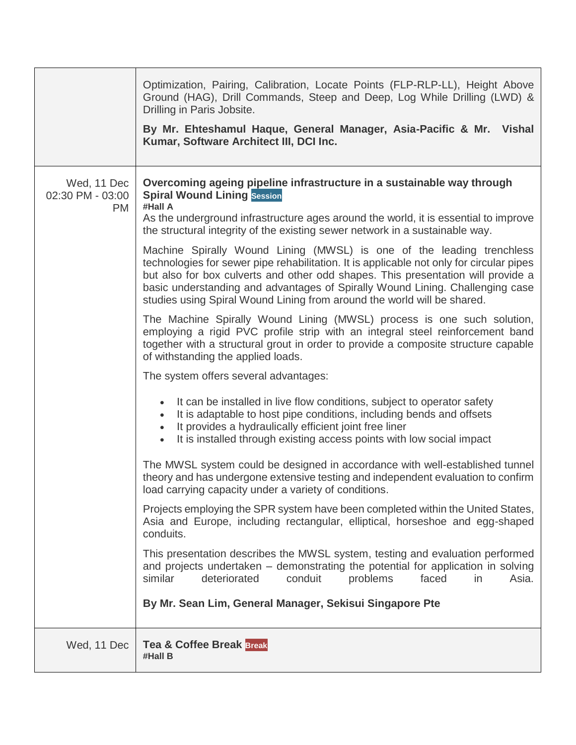| | |
|---|---|
| | Optimization, Pairing, Calibration, Locate Points (FLP-RLP-LL), Height Above Ground (HAG), Drill Commands, Steep and Deep, Log While Drilling (LWD) & Drilling in Paris Jobsite.<br><br>**By Mr. Ehteshamul Haque, General Manager, Asia-Pacific & Mr. Vishal Kumar, Software Architect III, DCI Inc.** |
| Wed, 11 Dec 02:30 PM - 03:00 PM | **Overcoming ageing pipeline infrastructure in a sustainable way through Spiral Wound Lining** Session<br>**#Hall A**<br>As the underground infrastructure ages around the world, it is essential to improve the structural integrity of the existing sewer network in a sustainable way.<br><br>Machine Spirally Wound Lining (MWSL) is one of the leading trenchless technologies for sewer pipe rehabilitation. It is applicable not only for circular pipes but also for box culverts and other odd shapes. This presentation will provide a basic understanding and advantages of Spirally Wound Lining. Challenging case studies using Spiral Wound Lining from around the world will be shared.<br><br>The Machine Spirally Wound Lining (MWSL) process is one such solution, employing a rigid PVC profile strip with an integral steel reinforcement band together with a structural grout in order to provide a composite structure capable of withstanding the applied loads.<br><br>The system offers several advantages:<br><br>• It can be installed in live flow conditions, subject to operator safety<br>• It is adaptable to host pipe conditions, including bends and offsets<br>• It provides a hydraulically efficient joint free liner<br>• It is installed through existing access points with low social impact<br><br>The MWSL system could be designed in accordance with well-established tunnel theory and has undergone extensive testing and independent evaluation to confirm load carrying capacity under a variety of conditions.<br><br>Projects employing the SPR system have been completed within the United States, Asia and Europe, including rectangular, elliptical, horseshoe and egg-shaped conduits.<br><br>This presentation describes the MWSL system, testing and evaluation performed and projects undertaken – demonstrating the potential for application in solving similar deteriorated conduit problems faced in Asia.<br><br>**By Mr. Sean Lim, General Manager, Sekisui Singapore Pte** |
| Wed, 11 Dec | **Tea & Coffee Break** Break<br>**#Hall B** |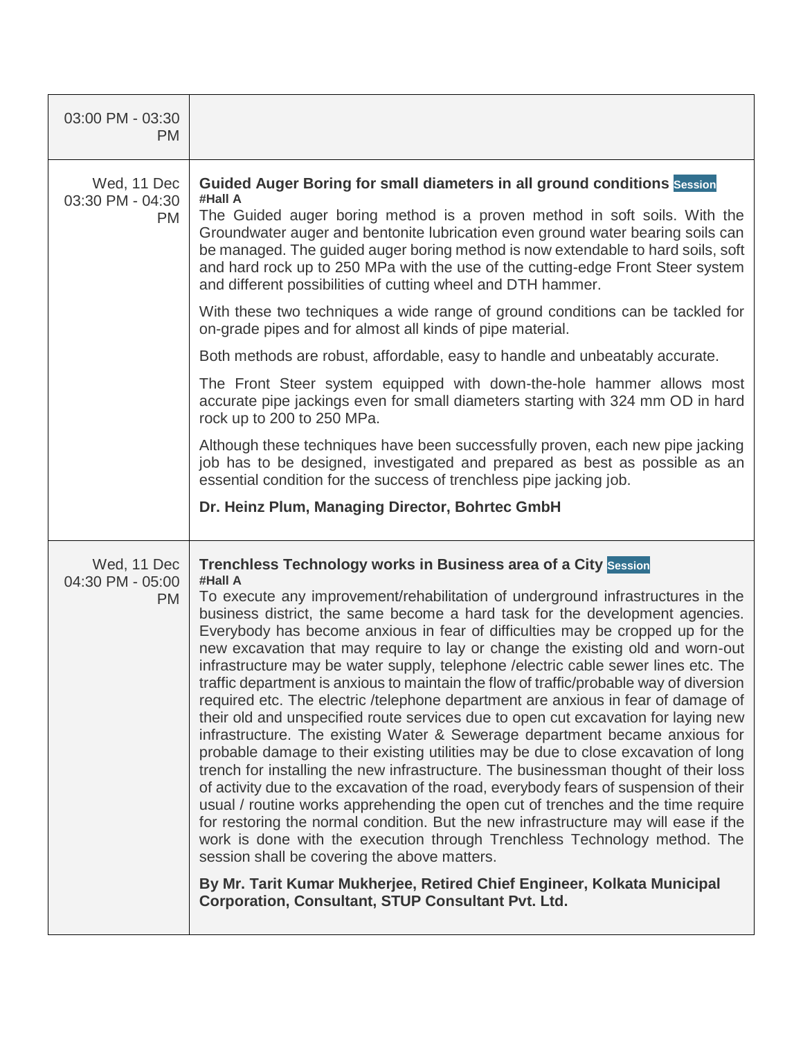| | |
|---|---|
| 03:00 PM - 03:30 PM | |
| Wed, 11 Dec 03:30 PM - 04:30 PM | **Guided Auger Boring for small diameters in all ground conditions** Session<br>**#Hall A**<br>The Guided auger boring method is a proven method in soft soils. With the Groundwater auger and bentonite lubrication even ground water bearing soils can be managed. The guided auger boring method is now extendable to hard soils, soft and hard rock up to 250 MPa with the use of the cutting-edge Front Steer system and different possibilities of cutting wheel and DTH hammer.<br><br>With these two techniques a wide range of ground conditions can be tackled for on-grade pipes and for almost all kinds of pipe material.<br><br>Both methods are robust, affordable, easy to handle and unbeatably accurate.<br><br>The Front Steer system equipped with down-the-hole hammer allows most accurate pipe jackings even for small diameters starting with 324 mm OD in hard rock up to 200 to 250 MPa.<br><br>Although these techniques have been successfully proven, each new pipe jacking job has to be designed, investigated and prepared as best as possible as an essential condition for the success of trenchless pipe jacking job.<br><br>**Dr. Heinz Plum, Managing Director, Bohrtec GmbH** |
| Wed, 11 Dec 04:30 PM - 05:00 PM | **Trenchless Technology works in Business area of a City** Session<br>**#Hall A**<br>To execute any improvement/rehabilitation of underground infrastructures in the business district, the same become a hard task for the development agencies. Everybody has become anxious in fear of difficulties may be cropped up for the new excavation that may require to lay or change the existing old and worn-out infrastructure may be water supply, telephone /electric cable sewer lines etc. The traffic department is anxious to maintain the flow of traffic/probable way of diversion required etc. The electric /telephone department are anxious in fear of damage of their old and unspecified route services due to open cut excavation for laying new infrastructure. The existing Water & Sewerage department became anxious for probable damage to their existing utilities may be due to close excavation of long trench for installing the new infrastructure. The businessman thought of their loss of activity due to the excavation of the road, everybody fears of suspension of their usual / routine works apprehending the open cut of trenches and the time require for restoring the normal condition. But the new infrastructure may will ease if the work is done with the execution through Trenchless Technology method. The session shall be covering the above matters.<br><br>**By Mr. Tarit Kumar Mukherjee, Retired Chief Engineer, Kolkata Municipal Corporation, Consultant, STUP Consultant Pvt. Ltd.** |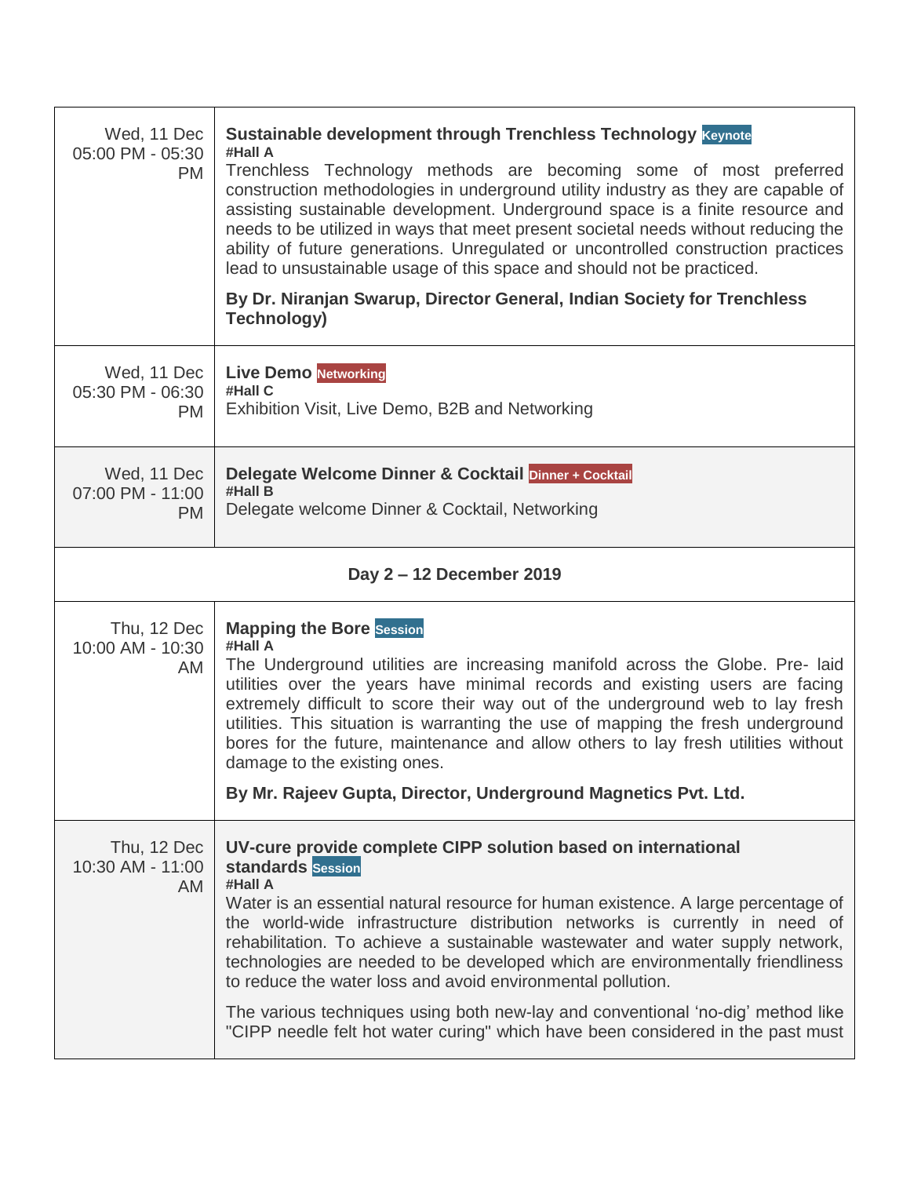| | |
|---|---|
| Wed, 11 Dec 05:00 PM - 05:30 PM | **Sustainable development through Trenchless Technology** Keynote<br>**#Hall A**<br>Trenchless Technology methods are becoming some of most preferred construction methodologies in underground utility industry as they are capable of assisting sustainable development. Underground space is a finite resource and needs to be utilized in ways that meet present societal needs without reducing the ability of future generations. Unregulated or uncontrolled construction practices lead to unsustainable usage of this space and should not be practiced.<br><br>**By Dr. Niranjan Swarup, Director General, Indian Society for Trenchless Technology)** |
| Wed, 11 Dec 05:30 PM - 06:30 PM | **Live Demo** Networking<br>**#Hall C**<br>Exhibition Visit, Live Demo, B2B and Networking |
| Wed, 11 Dec 07:00 PM - 11:00 PM | **Delegate Welcome Dinner & Cocktail** Dinner + Cocktail<br>**#Hall B**<br>Delegate welcome Dinner & Cocktail, Networking |
| **Day 2 – 12 December 2019** | |
| Thu, 12 Dec 10:00 AM - 10:30 AM | **Mapping the Bore** Session<br>**#Hall A**<br>The Underground utilities are increasing manifold across the Globe. Pre- laid utilities over the years have minimal records and existing users are facing extremely difficult to score their way out of the underground web to lay fresh utilities. This situation is warranting the use of mapping the fresh underground bores for the future, maintenance and allow others to lay fresh utilities without damage to the existing ones.<br><br>**By Mr. Rajeev Gupta, Director, Underground Magnetics Pvt. Ltd.** |
| Thu, 12 Dec 10:30 AM - 11:00 AM | **UV-cure provide complete CIPP solution based on international standards** Session<br>**#Hall A**<br>Water is an essential natural resource for human existence. A large percentage of the world-wide infrastructure distribution networks is currently in need of rehabilitation. To achieve a sustainable wastewater and water supply network, technologies are needed to be developed which are environmentally friendliness to reduce the water loss and avoid environmental pollution.<br><br>The various techniques using both new-lay and conventional 'no-dig' method like "CIPP needle felt hot water curing" which have been considered in the past must |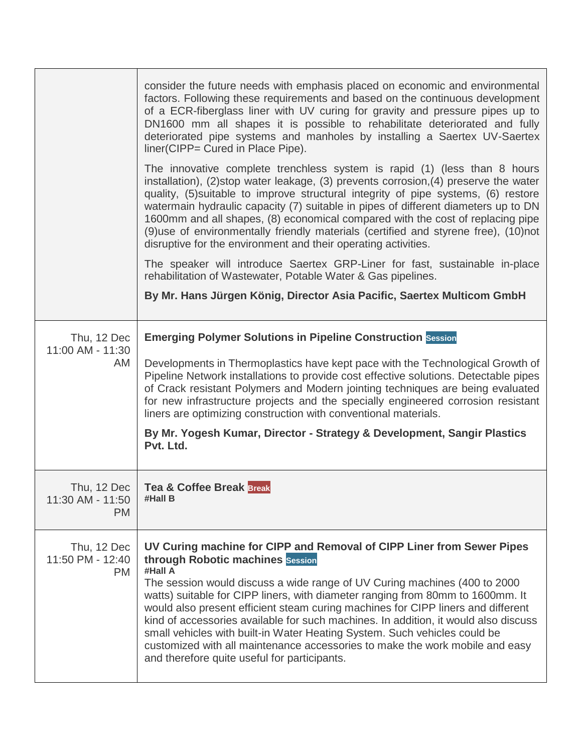| | |
|---|---|
| | consider the future needs with emphasis placed on economic and environmental factors. Following these requirements and based on the continuous development of a ECR-fiberglass liner with UV curing for gravity and pressure pipes up to DN1600 mm all shapes it is possible to rehabilitate deteriorated and fully deteriorated pipe systems and manholes by installing a Saertex UV-Saertex liner(CIPP= Cured in Place Pipe).<br><br>The innovative complete trenchless system is rapid (1) (less than 8 hours installation), (2)stop water leakage, (3) prevents corrosion,(4) preserve the water quality, (5)suitable to improve structural integrity of pipe systems, (6) restore watermain hydraulic capacity (7) suitable in pipes of different diameters up to DN 1600mm and all shapes, (8) economical compared with the cost of replacing pipe (9)use of environmentally friendly materials (certified and styrene free), (10)not disruptive for the environment and their operating activities.<br><br>The speaker will introduce Saertex GRP-Liner for fast, sustainable in-place rehabilitation of Wastewater, Potable Water & Gas pipelines.<br><br>**By Mr. Hans Jürgen König, Director Asia Pacific, Saertex Multicom GmbH** |
| Thu, 12 Dec 11:00 AM - 11:30 AM | **Emerging Polymer Solutions in Pipeline Construction** Session<br><br>Developments in Thermoplastics have kept pace with the Technological Growth of Pipeline Network installations to provide cost effective solutions. Detectable pipes of Crack resistant Polymers and Modern jointing techniques are being evaluated for new infrastructure projects and the specially engineered corrosion resistant liners are optimizing construction with conventional materials.<br><br>**By Mr. Yogesh Kumar, Director - Strategy & Development, Sangir Plastics Pvt. Ltd.** |
| Thu, 12 Dec 11:30 AM - 11:50 PM | **Tea & Coffee Break** Break<br>**#Hall B** |
| Thu, 12 Dec 11:50 PM - 12:40 PM | **UV Curing machine for CIPP and Removal of CIPP Liner from Sewer Pipes through Robotic machines** Session<br>**#Hall A**<br>The session would discuss a wide range of UV Curing machines (400 to 2000 watts) suitable for CIPP liners, with diameter ranging from 80mm to 1600mm. It would also present efficient steam curing machines for CIPP liners and different kind of accessories available for such machines. In addition, it would also discuss small vehicles with built-in Water Heating System. Such vehicles could be customized with all maintenance accessories to make the work mobile and easy and therefore quite useful for participants. |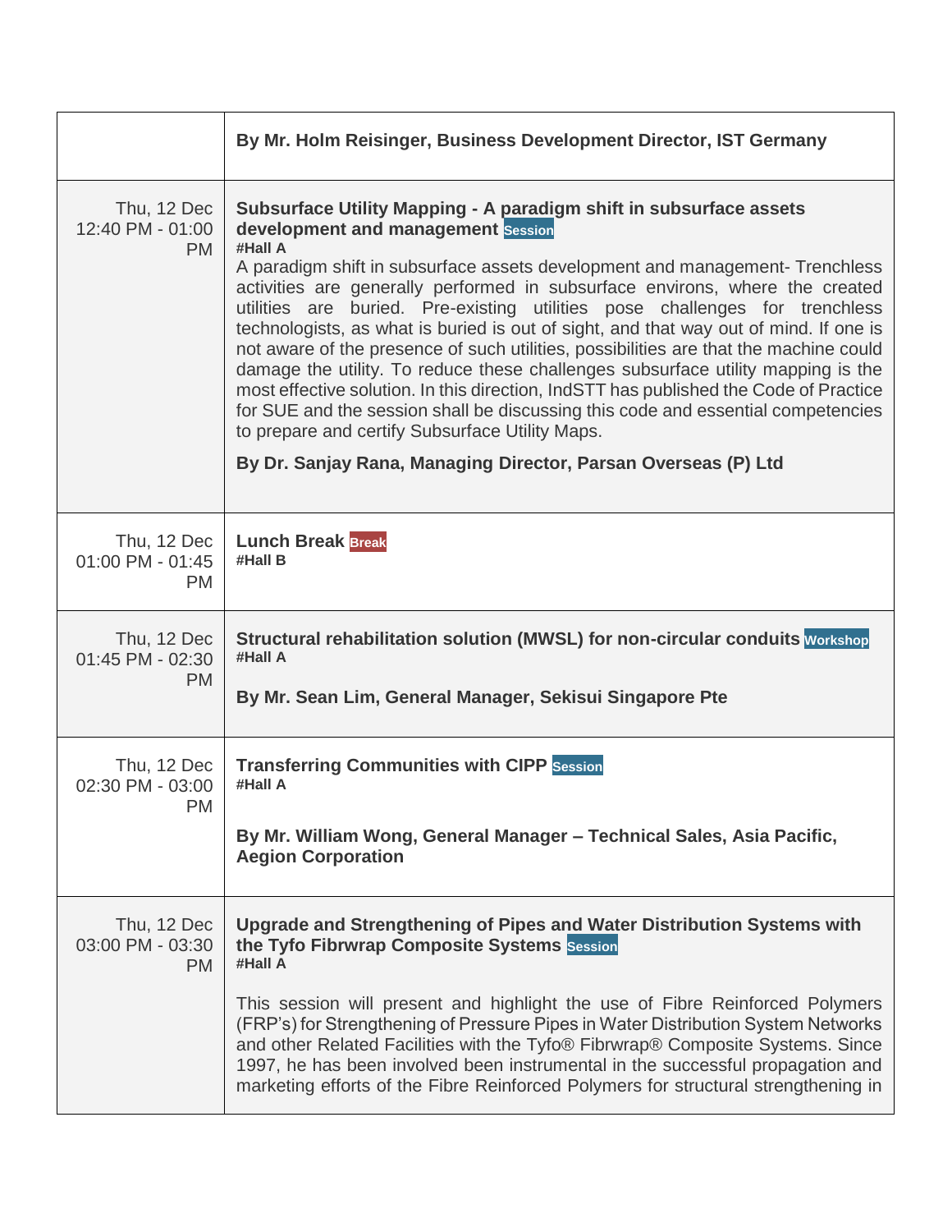| | |
|---|---|
| | **By Mr. Holm Reisinger, Business Development Director, IST Germany** |
| Thu, 12 Dec 12:40 PM - 01:00 PM | **Subsurface Utility Mapping - A paradigm shift in subsurface assets development and management** Session<br>**#Hall A**<br>A paradigm shift in subsurface assets development and management- Trenchless activities are generally performed in subsurface environs, where the created utilities are buried. Pre-existing utilities pose challenges for trenchless technologists, as what is buried is out of sight, and that way out of mind. If one is not aware of the presence of such utilities, possibilities are that the machine could damage the utility. To reduce these challenges subsurface utility mapping is the most effective solution. In this direction, IndSTT has published the Code of Practice for SUE and the session shall be discussing this code and essential competencies to prepare and certify Subsurface Utility Maps.<br>**By Dr. Sanjay Rana, Managing Director, Parsan Overseas (P) Ltd** |
| Thu, 12 Dec 01:00 PM - 01:45 PM | **Lunch Break** Break<br>**#Hall B** |
| Thu, 12 Dec 01:45 PM - 02:30 PM | **Structural rehabilitation solution (MWSL) for non-circular conduits** Workshop<br>**#Hall A**<br>**By Mr. Sean Lim, General Manager, Sekisui Singapore Pte** |
| Thu, 12 Dec 02:30 PM - 03:00 PM | **Transferring Communities with CIPP** Session<br>**#Hall A**<br>**By Mr. William Wong, General Manager – Technical Sales, Asia Pacific, Aegion Corporation** |
| Thu, 12 Dec 03:00 PM - 03:30 PM | **Upgrade and Strengthening of Pipes and Water Distribution Systems with the Tyfo Fibrwrap Composite Systems** Session<br>**#Hall A**<br>This session will present and highlight the use of Fibre Reinforced Polymers (FRP's) for Strengthening of Pressure Pipes in Water Distribution System Networks and other Related Facilities with the Tyfo® Fibrwrap® Composite Systems. Since 1997, he has been involved been instrumental in the successful propagation and marketing efforts of the Fibre Reinforced Polymers for structural strengthening in |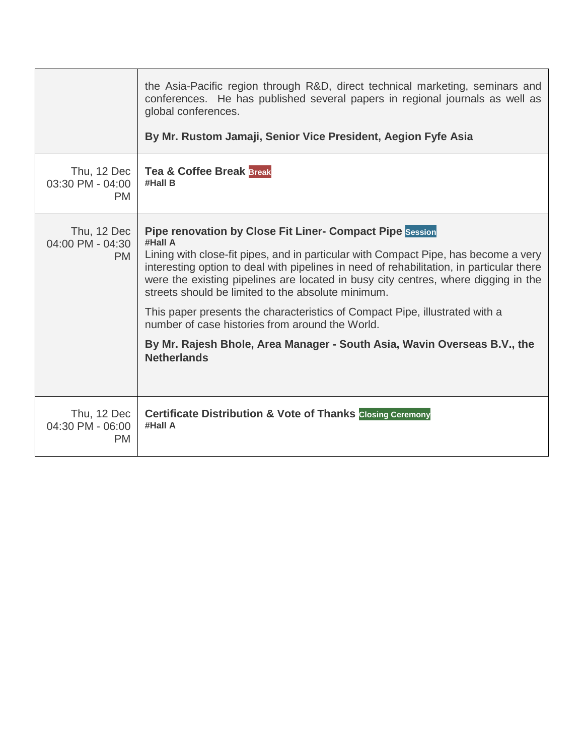| | |
|---|---|
| | the Asia-Pacific region through R&D, direct technical marketing, seminars and conferences. He has published several papers in regional journals as well as global conferences.<br><br>**By Mr. Rustom Jamaji, Senior Vice President, Aegion Fyfe Asia** |
| Thu, 12 Dec 03:30 PM - 04:00 PM | **Tea & Coffee Break** Break<br>**#Hall B** |
| Thu, 12 Dec 04:00 PM - 04:30 PM | **Pipe renovation by Close Fit Liner- Compact Pipe** Session<br>**#Hall A**<br>Lining with close-fit pipes, and in particular with Compact Pipe, has become a very interesting option to deal with pipelines in need of rehabilitation, in particular there were the existing pipelines are located in busy city centres, where digging in the streets should be limited to the absolute minimum.<br><br>This paper presents the characteristics of Compact Pipe, illustrated with a number of case histories from around the World.<br><br>**By Mr. Rajesh Bhole, Area Manager - South Asia, Wavin Overseas B.V., the Netherlands** |
| Thu, 12 Dec 04:30 PM - 06:00 PM | **Certificate Distribution & Vote of Thanks** Closing Ceremony<br>**#Hall A** |